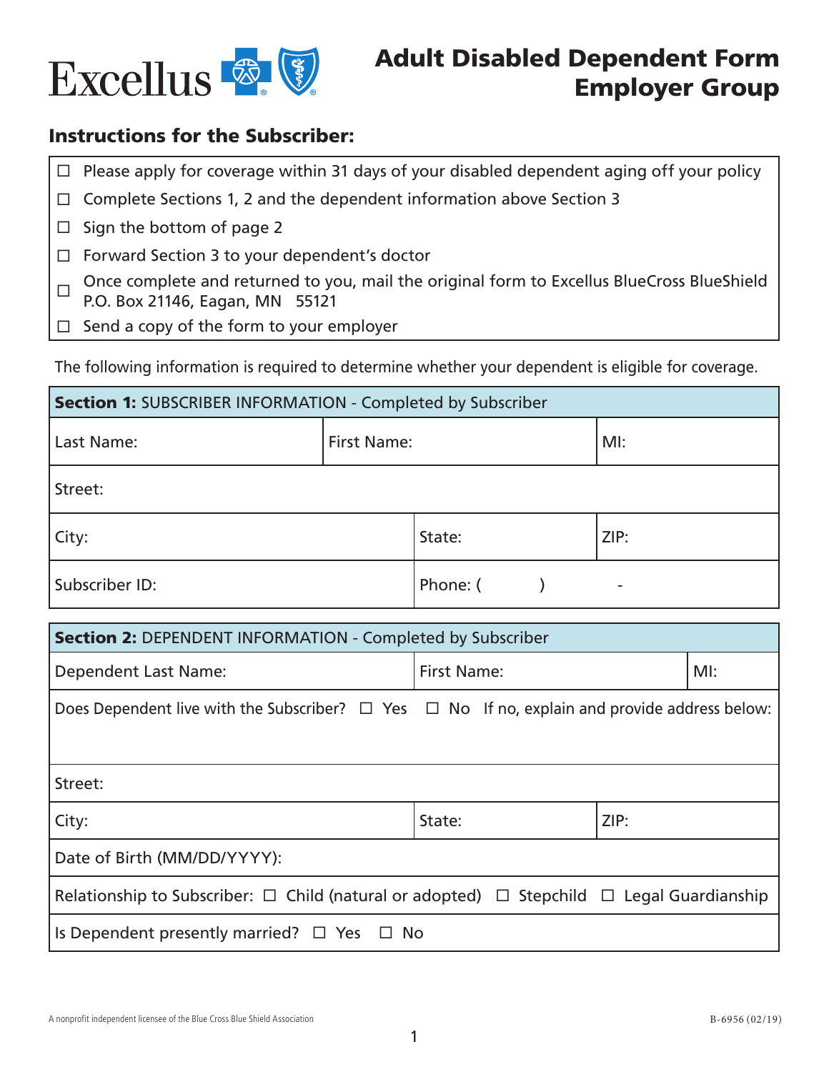# Adult Disabled Dependent Form Employer Group

## Instructions for the Subscriber:

- ☐ Please apply for coverage within 31 days of your disabled dependent aging off your policy
- ☐ Complete Sections 1, 2 and the dependent information above Section 3
- ☐ Sign the bottom of page 2
- ☐ Forward Section 3 to your dependent's doctor
- ☐ Once complete and returned to you, mail the original form to Excellus BlueCross BlueShield P.O. Box 21146, Eagan, MN 55121
- ☐ Send a copy of the form to your employer

The following information is required to determine whether your dependent is eligible for coverage.

| **Section 1:** SUBSCRIBER INFORMATION - Completed by Subscriber | | |
|---|---|---|
| Last Name: | First Name: | MI: |
| Street: | | |
| City: | State: | ZIP: |
| Subscriber ID: | Phone: ( ) - | |

| **Section 2:** DEPENDENT INFORMATION - Completed by Subscriber | | |
|---|---|---|
| Dependent Last Name: | First Name: | MI: |
| Does Dependent live with the Subscriber? ☐ Yes ☐ No If no, explain and provide address below: | | |
| Street: | | |
| City: | State: | ZIP: |
| Date of Birth (MM/DD/YYYY): | | |
| Relationship to Subscriber: ☐ Child (natural or adopted) ☐ Stepchild ☐ Legal Guardianship | | |
| Is Dependent presently married? ☐ Yes ☐ No | | |

A nonprofit independent licensee of the Blue Cross Blue Shield Association

B-6956 (02/19)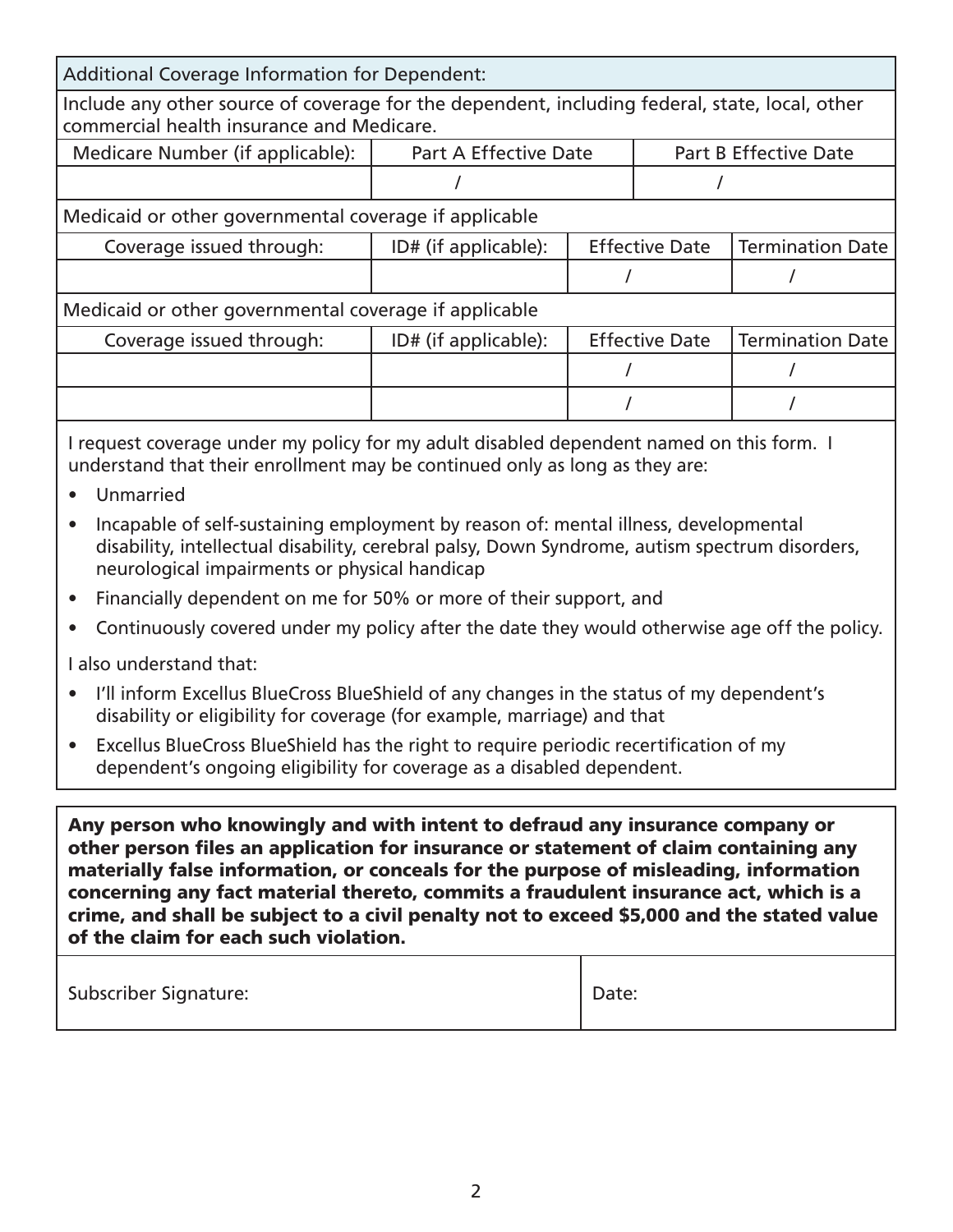| Additional Coverage Information for Dependent: | | |
|---|---|---|
| Include any other source of coverage for the dependent, including federal, state, local, other commercial health insurance and Medicare. | | |
| Medicare Number (if applicable): | Part A Effective Date | Part B Effective Date |
| | / | / |

| Medicaid or other governmental coverage if applicable | | | |
|---|---|---|---|
| Coverage issued through: | ID# (if applicable): | Effective Date | Termination Date |
| | | / | / |

| Medicaid or other governmental coverage if applicable | | | |
|---|---|---|---|
| Coverage issued through: | ID# (if applicable): | Effective Date | Termination Date |
| | | / | / |
| | | / | / |

I request coverage under my policy for my adult disabled dependent named on this form. I understand that their enrollment may be continued only as long as they are:

- Unmarried
- Incapable of self-sustaining employment by reason of: mental illness, developmental disability, intellectual disability, cerebral palsy, Down Syndrome, autism spectrum disorders, neurological impairments or physical handicap
- Financially dependent on me for 50% or more of their support, and
- Continuously covered under my policy after the date they would otherwise age off the policy.

I also understand that:

- I'll inform Excellus BlueCross BlueShield of any changes in the status of my dependent's disability or eligibility for coverage (for example, marriage) and that
- Excellus BlueCross BlueShield has the right to require periodic recertification of my dependent's ongoing eligibility for coverage as a disabled dependent.

**Any person who knowingly and with intent to defraud any insurance company or other person files an application for insurance or statement of claim containing any materially false information, or conceals for the purpose of misleading, information concerning any fact material thereto, commits a fraudulent insurance act, which is a crime, and shall be subject to a civil penalty not to exceed $5,000 and the stated value of the claim for each such violation.**

| Subscriber Signature: | Date: |
|---|---|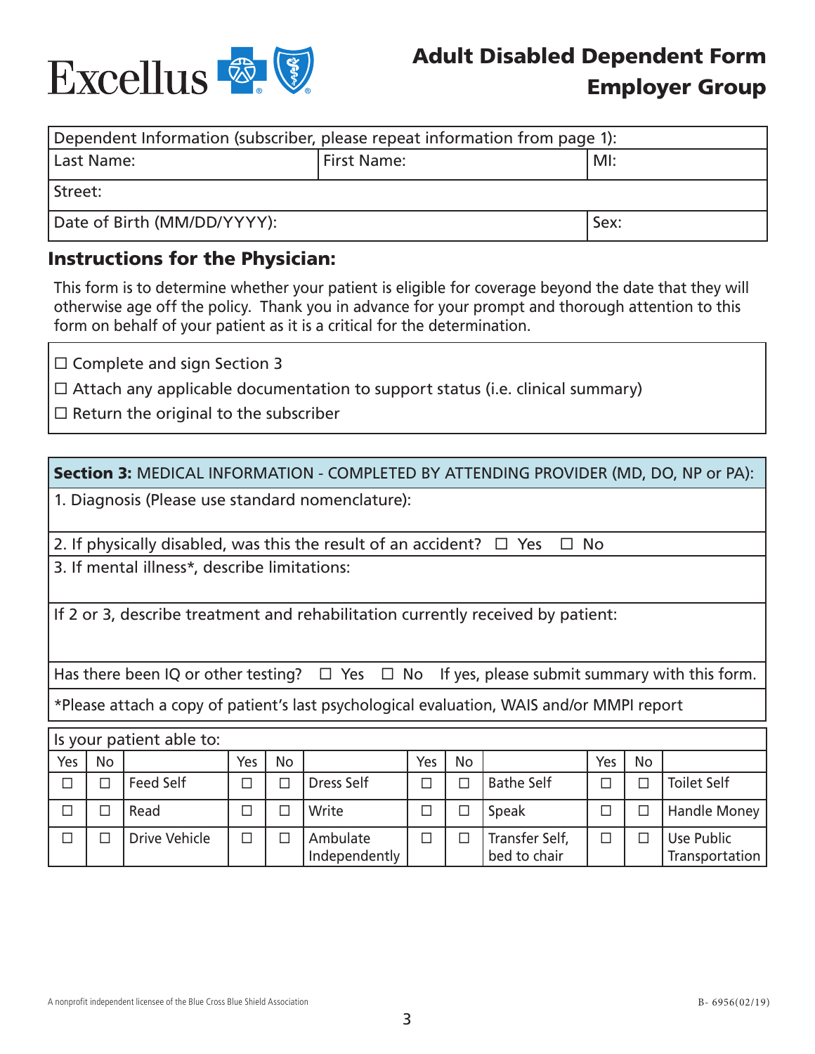# Adult Disabled Dependent Form
## Employer Group

| Dependent Information (subscriber, please repeat information from page 1): | | |
|---|---|---|
| Last Name: | First Name: | MI: |
| Street: | | |
| Date of Birth (MM/DD/YYYY): | | Sex: |

### Instructions for the Physician:

This form is to determine whether your patient is eligible for coverage beyond the date that they will otherwise age off the policy. Thank you in advance for your prompt and thorough attention to this form on behalf of your patient as it is a critical for the determination.

- ☐ Complete and sign Section 3
- ☐ Attach any applicable documentation to support status (i.e. clinical summary)
- ☐ Return the original to the subscriber

**Section 3:** MEDICAL INFORMATION - COMPLETED BY ATTENDING PROVIDER (MD, DO, NP or PA):

1. Diagnosis (Please use standard nomenclature):

2. If physically disabled, was this the result of an accident? ☐ Yes ☐ No

3. If mental illness*, describe limitations:

If 2 or 3, describe treatment and rehabilitation currently received by patient:

Has there been IQ or other testing? ☐ Yes ☐ No If yes, please submit summary with this form.

*Please attach a copy of patient's last psychological evaluation, WAIS and/or MMPI report

Is your patient able to:

| Yes | No | | Yes | No | | Yes | No | | Yes | No | |
|---|---|---|---|---|---|---|---|---|---|---|---|
| ☐ | ☐ | Feed Self | ☐ | ☐ | Dress Self | ☐ | ☐ | Bathe Self | ☐ | ☐ | Toilet Self |
| ☐ | ☐ | Read | ☐ | ☐ | Write | ☐ | ☐ | Speak | ☐ | ☐ | Handle Money |
| ☐ | ☐ | Drive Vehicle | ☐ | ☐ | Ambulate Independently | ☐ | ☐ | Transfer Self, bed to chair | ☐ | ☐ | Use Public Transportation |

A nonprofit independent licensee of the Blue Cross Blue Shield Association

B- 6956(02/19)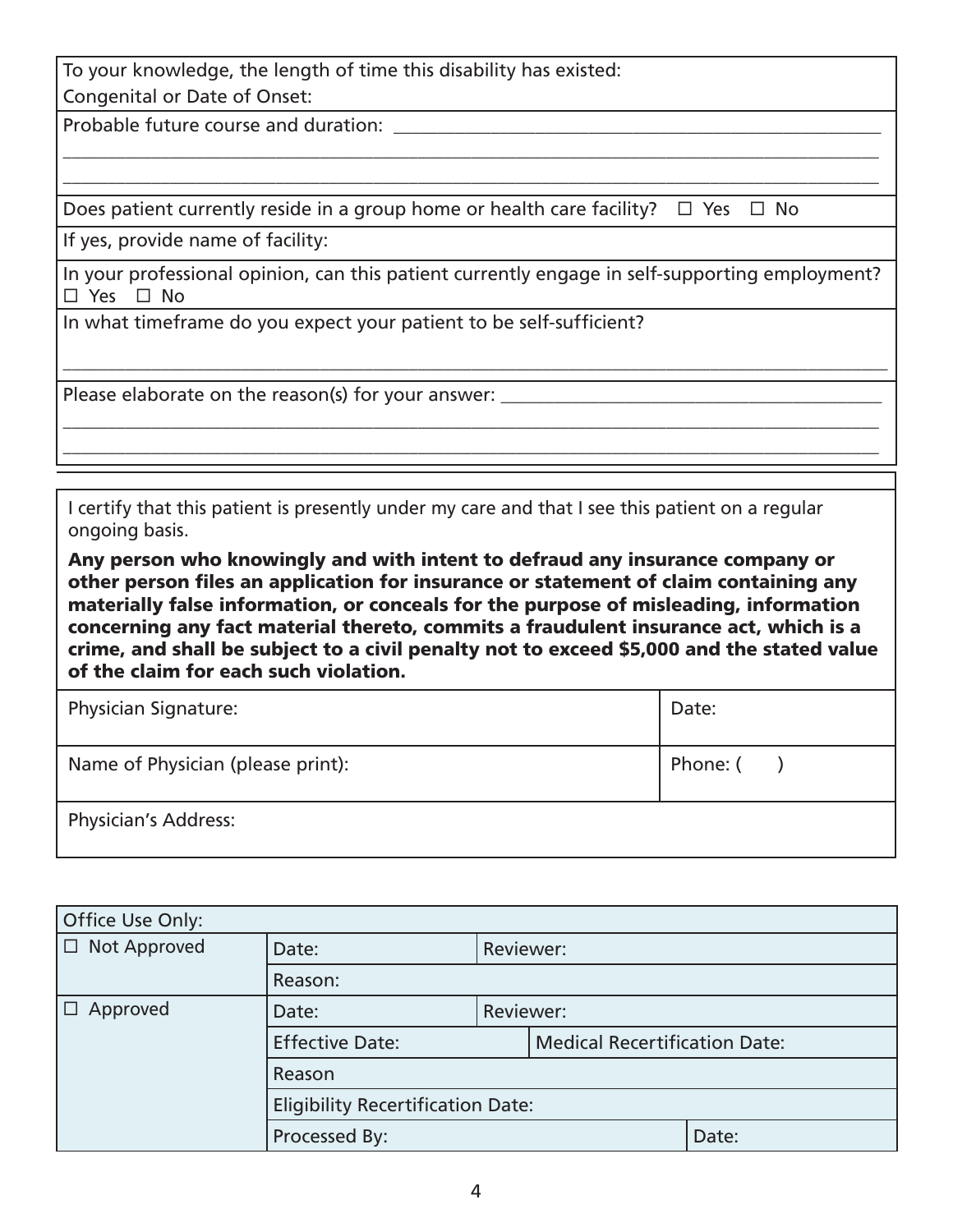To your knowledge, the length of time this disability has existed:

Congenital or Date of Onset:

Probable future course and duration: ______________________________________________

___________________________________________________________________________________

___________________________________________________________________________________

Does patient currently reside in a group home or health care facility? ☐ Yes ☐ No

If yes, provide name of facility:

In your professional opinion, can this patient currently engage in self-supporting employment? ☐ Yes ☐ No

In what timeframe do you expect your patient to be self-sufficient?

___________________________________________________________________________________

Please elaborate on the reason(s) for your answer: _____________________________________

___________________________________________________________________________________

___________________________________________________________________________________

I certify that this patient is presently under my care and that I see this patient on a regular ongoing basis.

**Any person who knowingly and with intent to defraud any insurance company or other person files an application for insurance or statement of claim containing any materially false information, or conceals for the purpose of misleading, information concerning any fact material thereto, commits a fraudulent insurance act, which is a crime, and shall be subject to a civil penalty not to exceed $5,000 and the stated value of the claim for each such violation.**

| | |
|---|---|
| Physician Signature: | Date: |
| Name of Physician (please print): | Phone: (     ) |
| Physician's Address: | |

| Office Use Only: | | | |
|---|---|---|---|
| ☐ Not Approved | Date: | Reviewer: | |
| | Reason: | | |
| ☐ Approved | Date: | Reviewer: | |
| | Effective Date: | Medical Recertification Date: | |
| | Reason | | |
| | Eligibility Recertification Date: | | |
| | Processed By: | | Date: |